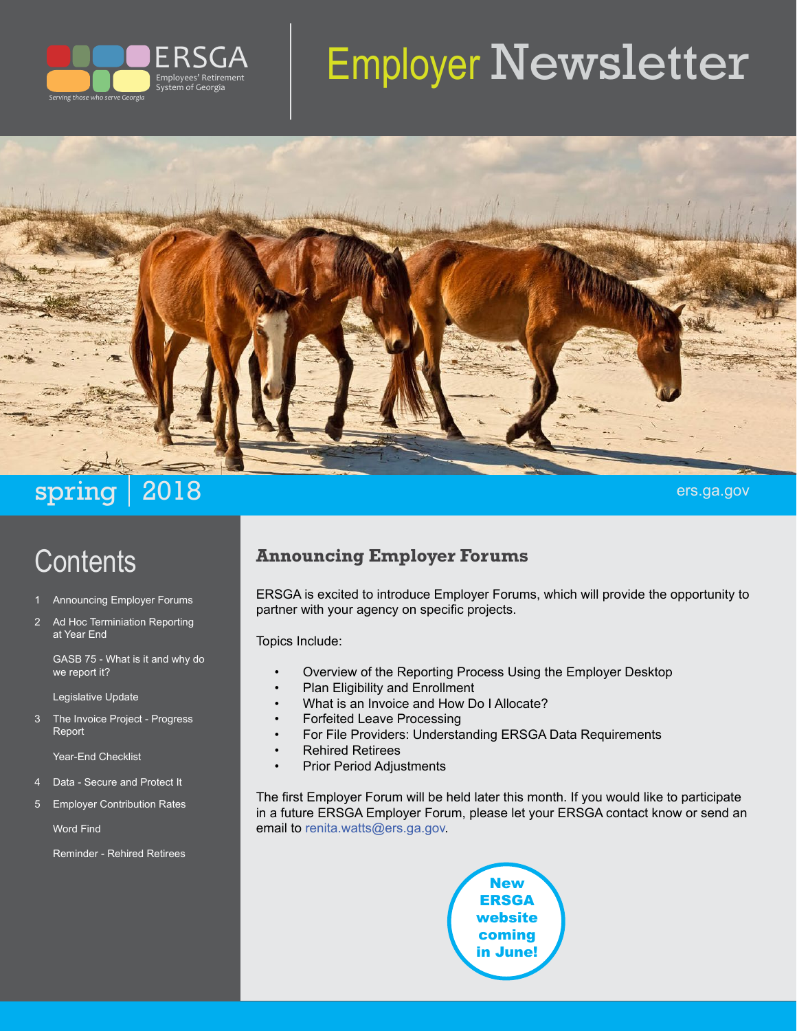ERSGA
Employees' Retirement System of Georgia
*Serving those who serve Georgia*

# Employer Newsletter

spring | 2018

ers.ga.gov

## Contents

1 Announcing Employer Forums

2 Ad Hoc Terminiation Reporting at Year End

GASB 75 - What is it and why do we report it?

Legislative Update

3 The Invoice Project - Progress Report

Year-End Checklist

4 Data - Secure and Protect It

5 Employer Contribution Rates

Word Find

Reminder - Rehired Retirees

## Announcing Employer Forums

ERSGA is excited to introduce Employer Forums, which will provide the opportunity to partner with your agency on specific projects.

Topics Include:

- Overview of the Reporting Process Using the Employer Desktop
- Plan Eligibility and Enrollment
- What is an Invoice and How Do I Allocate?
- Forfeited Leave Processing
- For File Providers: Understanding ERSGA Data Requirements
- Rehired Retirees
- Prior Period Adjustments

The first Employer Forum will be held later this month. If you would like to participate in a future ERSGA Employer Forum, please let your ERSGA contact know or send an email to renita.watts@ers.ga.gov.

**New ERSGA website coming in June!**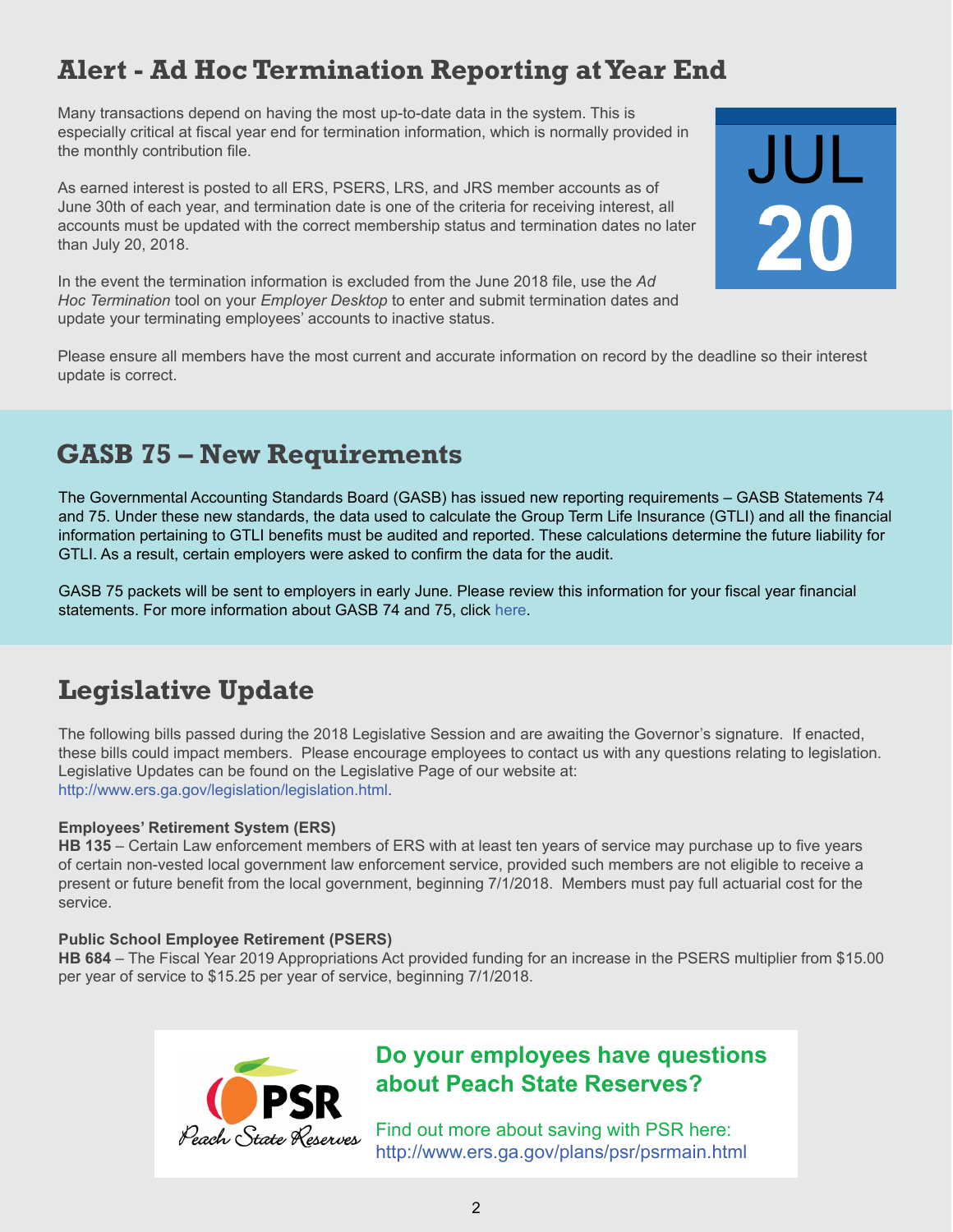## Alert - Ad Hoc Termination Reporting at Year End

Many transactions depend on having the most up-to-date data in the system. This is especially critical at fiscal year end for termination information, which is normally provided in the monthly contribution file.

JUL 20

As earned interest is posted to all ERS, PSERS, LRS, and JRS member accounts as of June 30th of each year, and termination date is one of the criteria for receiving interest, all accounts must be updated with the correct membership status and termination dates no later than July 20, 2018.

In the event the termination information is excluded from the June 2018 file, use the *Ad Hoc Termination* tool on your *Employer Desktop* to enter and submit termination dates and update your terminating employees' accounts to inactive status.

Please ensure all members have the most current and accurate information on record by the deadline so their interest update is correct.

## GASB 75 – New Requirements

The Governmental Accounting Standards Board (GASB) has issued new reporting requirements – GASB Statements 74 and 75. Under these new standards, the data used to calculate the Group Term Life Insurance (GTLI) and all the financial information pertaining to GTLI benefits must be audited and reported. These calculations determine the future liability for GTLI. As a result, certain employers were asked to confirm the data for the audit.

GASB 75 packets will be sent to employers in early June. Please review this information for your fiscal year financial statements. For more information about GASB 74 and 75, click here.

## Legislative Update

The following bills passed during the 2018 Legislative Session and are awaiting the Governor's signature. If enacted, these bills could impact members. Please encourage employees to contact us with any questions relating to legislation. Legislative Updates can be found on the Legislative Page of our website at: http://www.ers.ga.gov/legislation/legislation.html.

**Employees' Retirement System (ERS)**
**HB 135** – Certain Law enforcement members of ERS with at least ten years of service may purchase up to five years of certain non-vested local government law enforcement service, provided such members are not eligible to receive a present or future benefit from the local government, beginning 7/1/2018. Members must pay full actuarial cost for the service.

**Public School Employee Retirement (PSERS)**
**HB 684** – The Fiscal Year 2019 Appropriations Act provided funding for an increase in the PSERS multiplier from $15.00 per year of service to $15.25 per year of service, beginning 7/1/2018.

PSR Peach State Reserves

**Do your employees have questions about Peach State Reserves?**

Find out more about saving with PSR here:
http://www.ers.ga.gov/plans/psr/psrmain.html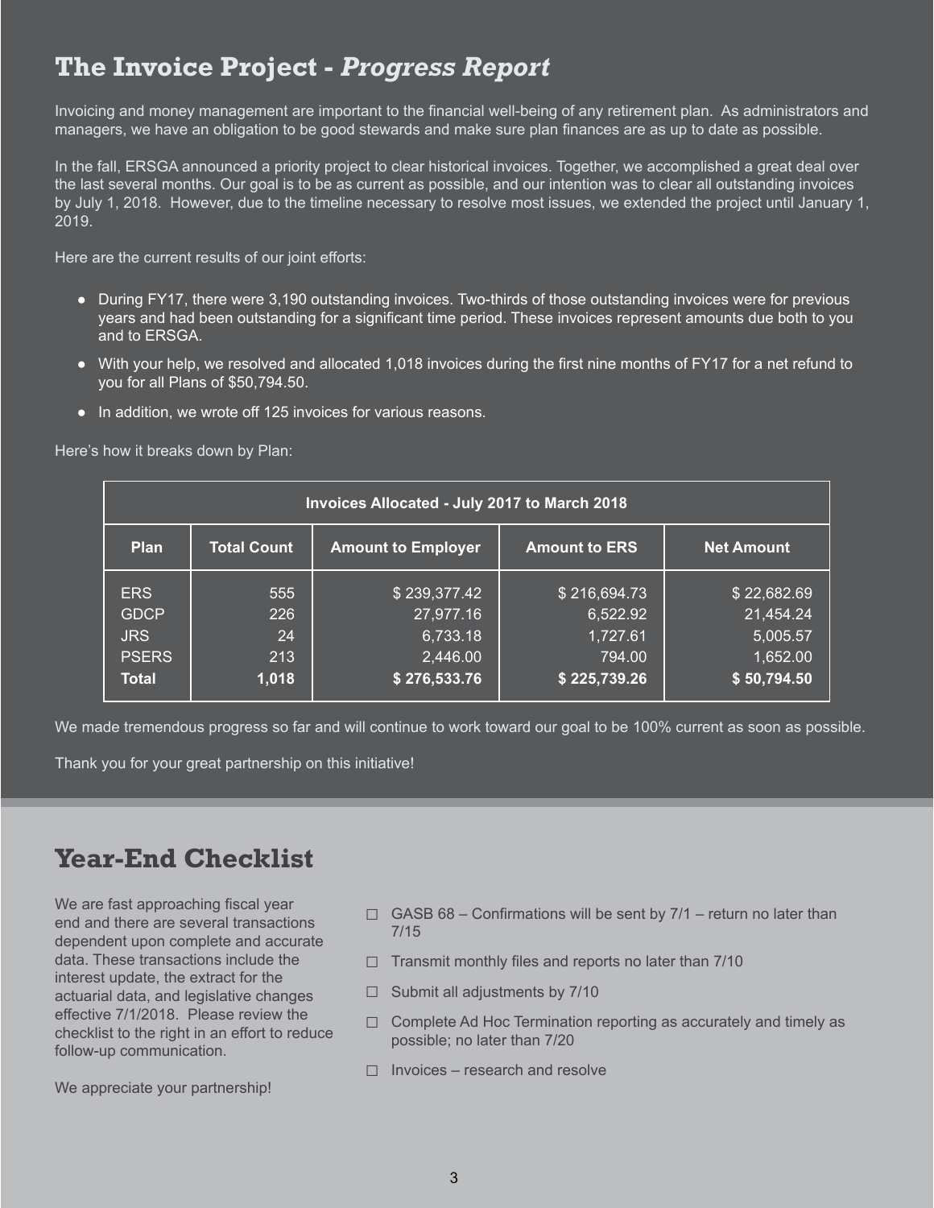## The Invoice Project - *Progress Report*

Invoicing and money management are important to the financial well-being of any retirement plan. As administrators and managers, we have an obligation to be good stewards and make sure plan finances are as up to date as possible.

In the fall, ERSGA announced a priority project to clear historical invoices. Together, we accomplished a great deal over the last several months. Our goal is to be as current as possible, and our intention was to clear all outstanding invoices by July 1, 2018. However, due to the timeline necessary to resolve most issues, we extended the project until January 1, 2019.

Here are the current results of our joint efforts:

- During FY17, there were 3,190 outstanding invoices. Two-thirds of those outstanding invoices were for previous years and had been outstanding for a significant time period. These invoices represent amounts due both to you and to ERSGA.
- With your help, we resolved and allocated 1,018 invoices during the first nine months of FY17 for a net refund to you for all Plans of $50,794.50.
- In addition, we wrote off 125 invoices for various reasons.

Here's how it breaks down by Plan:

| Invoices Allocated - July 2017 to March 2018 | | | | |
|---|---|---|---|---|
| **Plan** | **Total Count** | **Amount to Employer** | **Amount to ERS** | **Net Amount** |
| ERS | 555 | $ 239,377.42 | $ 216,694.73 | $ 22,682.69 |
| GDCP | 226 | 27,977.16 | 6,522.92 | 21,454.24 |
| JRS | 24 | 6,733.18 | 1,727.61 | 5,005.57 |
| PSERS | 213 | 2,446.00 | 794.00 | 1,652.00 |
| **Total** | **1,018** | **$ 276,533.76** | **$ 225,739.26** | **$ 50,794.50** |

We made tremendous progress so far and will continue to work toward our goal to be 100% current as soon as possible.

Thank you for your great partnership on this initiative!

## Year-End Checklist

We are fast approaching fiscal year end and there are several transactions dependent upon complete and accurate data. These transactions include the interest update, the extract for the actuarial data, and legislative changes effective 7/1/2018. Please review the checklist to the right in an effort to reduce follow-up communication.

We appreciate your partnership!

- ☐ GASB 68 – Confirmations will be sent by 7/1 – return no later than 7/15
- ☐ Transmit monthly files and reports no later than 7/10
- ☐ Submit all adjustments by 7/10
- ☐ Complete Ad Hoc Termination reporting as accurately and timely as possible; no later than 7/20
- ☐ Invoices – research and resolve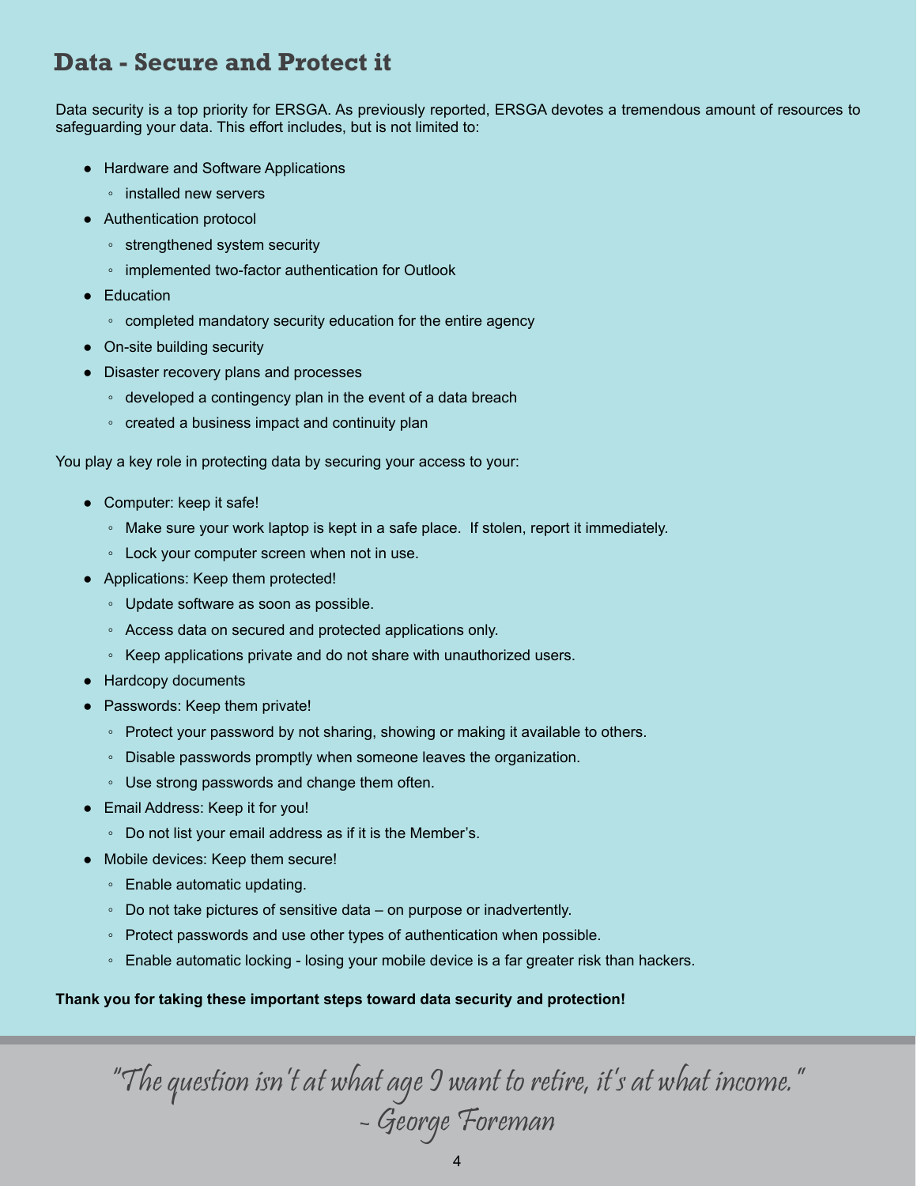# Data - Secure and Protect it

Data security is a top priority for ERSGA. As previously reported, ERSGA devotes a tremendous amount of resources to safeguarding your data. This effort includes, but is not limited to:

- Hardware and Software Applications
  - installed new servers
- Authentication protocol
  - strengthened system security
  - implemented two-factor authentication for Outlook
- Education
  - completed mandatory security education for the entire agency
- On-site building security
- Disaster recovery plans and processes
  - developed a contingency plan in the event of a data breach
  - created a business impact and continuity plan

You play a key role in protecting data by securing your access to your:

- Computer: keep it safe!
  - Make sure your work laptop is kept in a safe place. If stolen, report it immediately.
  - Lock your computer screen when not in use.
- Applications: Keep them protected!
  - Update software as soon as possible.
  - Access data on secured and protected applications only.
  - Keep applications private and do not share with unauthorized users.
- Hardcopy documents
- Passwords: Keep them private!
  - Protect your password by not sharing, showing or making it available to others.
  - Disable passwords promptly when someone leaves the organization.
  - Use strong passwords and change them often.
- Email Address: Keep it for you!
  - Do not list your email address as if it is the Member's.
- Mobile devices: Keep them secure!
  - Enable automatic updating.
  - Do not take pictures of sensitive data – on purpose or inadvertently.
  - Protect passwords and use other types of authentication when possible.
  - Enable automatic locking - losing your mobile device is a far greater risk than hackers.

**Thank you for taking these important steps toward data security and protection!**

*"The question isn't at what age I want to retire, it's at what income."*
*- George Foreman*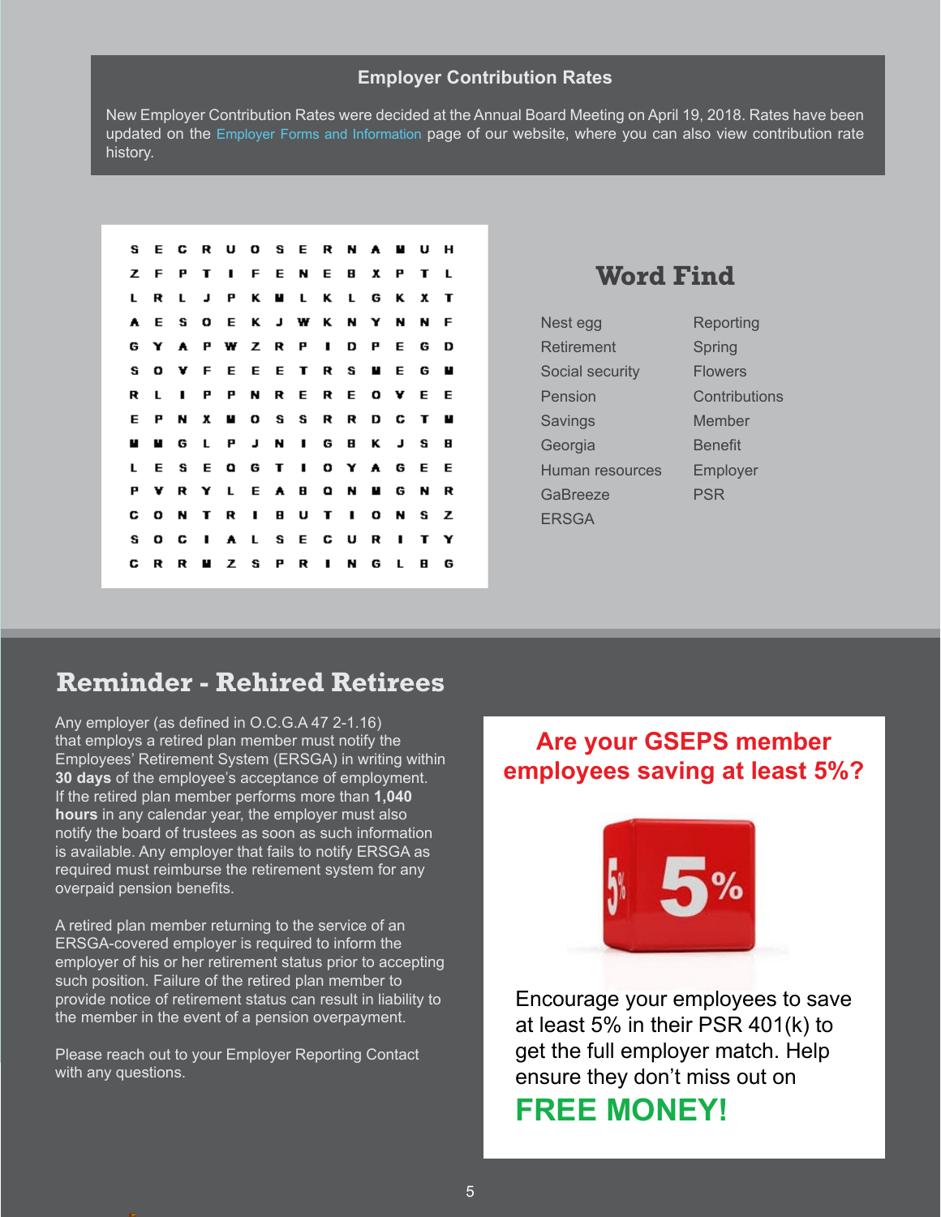## Employer Contribution Rates

New Employer Contribution Rates were decided at the Annual Board Meeting on April 19, 2018. Rates have been updated on the Employer Forms and Information page of our website, where you can also view contribution rate history.

| | | | | | | | | | | | | | |
|---|---|---|---|---|---|---|---|---|---|---|---|---|---|
| S | E | C | R | U | O | S | E | R | N | A | M | U | H |
| Z | F | P | T | I | F | E | N | E | B | X | P | T | L |
| L | R | L | J | P | K | M | L | K | L | G | K | X | T |
| A | E | S | O | E | K | J | W | K | N | Y | N | N | F |
| G | Y | A | P | W | Z | R | P | I | D | P | E | G | D |
| S | O | V | F | E | E | E | T | R | S | M | E | G | M |
| R | L | I | P | P | N | R | E | R | E | O | V | E | E |
| E | P | N | X | M | O | S | S | R | R | D | C | T | M |
| M | M | G | L | P | J | N | I | G | B | K | J | S | B |
| L | E | S | E | Q | G | T | I | O | Y | A | G | E | E |
| P | V | R | Y | L | E | A | B | Q | N | M | G | N | R |
| C | O | N | T | R | I | B | U | T | I | O | N | S | Z |
| S | O | C | I | A | L | S | E | C | U | R | I | T | Y |
| C | R | R | M | Z | S | P | R | I | N | G | L | B | G |

## Word Find

- Nest egg
- Retirement
- Social security
- Pension
- Savings
- Georgia
- Human resources
- GaBreeze
- ERSGA
- Reporting
- Spring
- Flowers
- Contributions
- Member
- Benefit
- Employer
- PSR

## Reminder - Rehired Retirees

Any employer (as defined in O.C.G.A 47 2-1.16) that employs a retired plan member must notify the Employees' Retirement System (ERSGA) in writing within **30 days** of the employee's acceptance of employment. If the retired plan member performs more than **1,040 hours** in any calendar year, the employer must also notify the board of trustees as soon as such information is available. Any employer that fails to notify ERSGA as required must reimburse the retirement system for any overpaid pension benefits.

A retired plan member returning to the service of an ERSGA-covered employer is required to inform the employer of his or her retirement status prior to accepting such position. Failure of the retired plan member to provide notice of retirement status can result in liability to the member in the event of a pension overpayment.

Please reach out to your Employer Reporting Contact with any questions.

## Are your GSEPS member employees saving at least 5%?

Encourage your employees to save at least 5% in their PSR 401(k) to get the full employer match. Help ensure they don't miss out on

**FREE MONEY!**